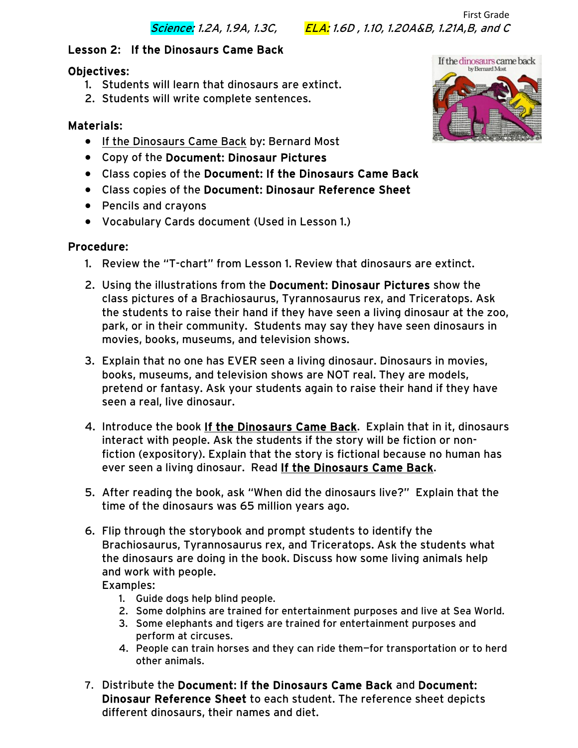First Grade

*Science: 1.2A, 1.9A, 1.3C,* *ELA: 1.6D , 1.10, 1.20A&B, 1.21A,B, and C*

## Lesson 2: If the Dinosaurs Came Back

**Objectives:**

1. Students will learn that dinosaurs are extinct.
2. Students will write complete sentences.

**Materials:**

- If the Dinosaurs Came Back by: Bernard Most
- Copy of the **Document: Dinosaur Pictures**
- Class copies of the **Document: If the Dinosaurs Came Back**
- Class copies of the **Document: Dinosaur Reference Sheet**
- Pencils and crayons
- Vocabulary Cards document (Used in Lesson 1.)

**Procedure:**

1. Review the "T-chart" from Lesson 1. Review that dinosaurs are extinct.

2. Using the illustrations from the **Document: Dinosaur Pictures** show the class pictures of a Brachiosaurus, Tyrannosaurus rex, and Triceratops. Ask the students to raise their hand if they have seen a living dinosaur at the zoo, park, or in their community. Students may say they have seen dinosaurs in movies, books, museums, and television shows.

3. Explain that no one has EVER seen a living dinosaur. Dinosaurs in movies, books, museums, and television shows are NOT real. They are models, pretend or fantasy. Ask your students again to raise their hand if they have seen a real, live dinosaur.

4. Introduce the book **If the Dinosaurs Came Back**. Explain that in it, dinosaurs interact with people. Ask the students if the story will be fiction or non-fiction (expository). Explain that the story is fictional because no human has ever seen a living dinosaur. Read **If the Dinosaurs Came Back**.

5. After reading the book, ask "When did the dinosaurs live?" Explain that the time of the dinosaurs was 65 million years ago.

6. Flip through the storybook and prompt students to identify the Brachiosaurus, Tyrannosaurus rex, and Triceratops. Ask the students what the dinosaurs are doing in the book. Discuss how some living animals help and work with people.
   Examples:
   1. Guide dogs help blind people.
   2. Some dolphins are trained for entertainment purposes and live at Sea World.
   3. Some elephants and tigers are trained for entertainment purposes and perform at circuses.
   4. People can train horses and they can ride them—for transportation or to herd other animals.

7. Distribute the **Document: If the Dinosaurs Came Back** and **Document: Dinosaur Reference Sheet** to each student. The reference sheet depicts different dinosaurs, their names and diet.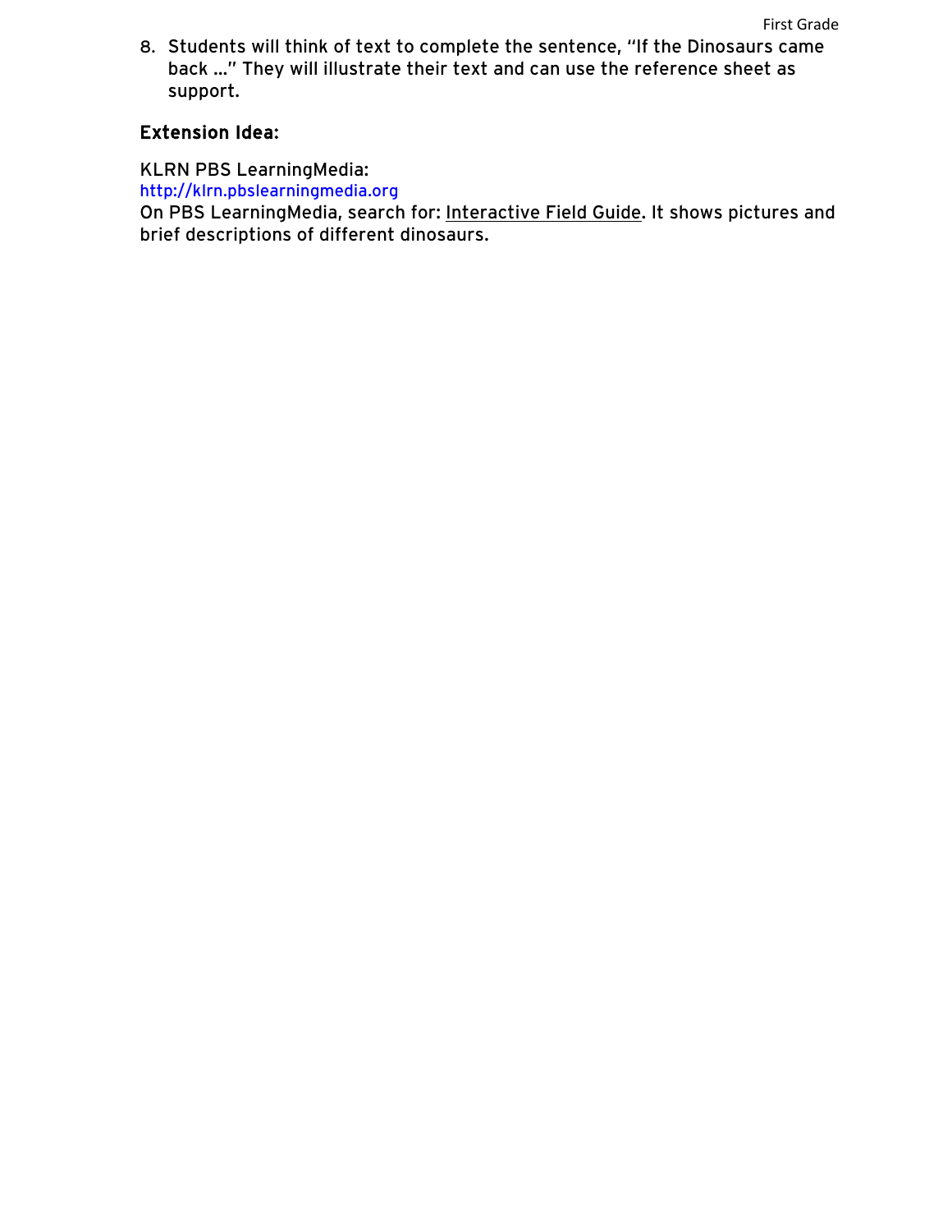8. Students will think of text to complete the sentence, "If the Dinosaurs came back …" They will illustrate their text and can use the reference sheet as support.

**Extension Idea:**

KLRN PBS LearningMedia:
http://klrn.pbslearningmedia.org
On PBS LearningMedia, search for: Interactive Field Guide. It shows pictures and brief descriptions of different dinosaurs.